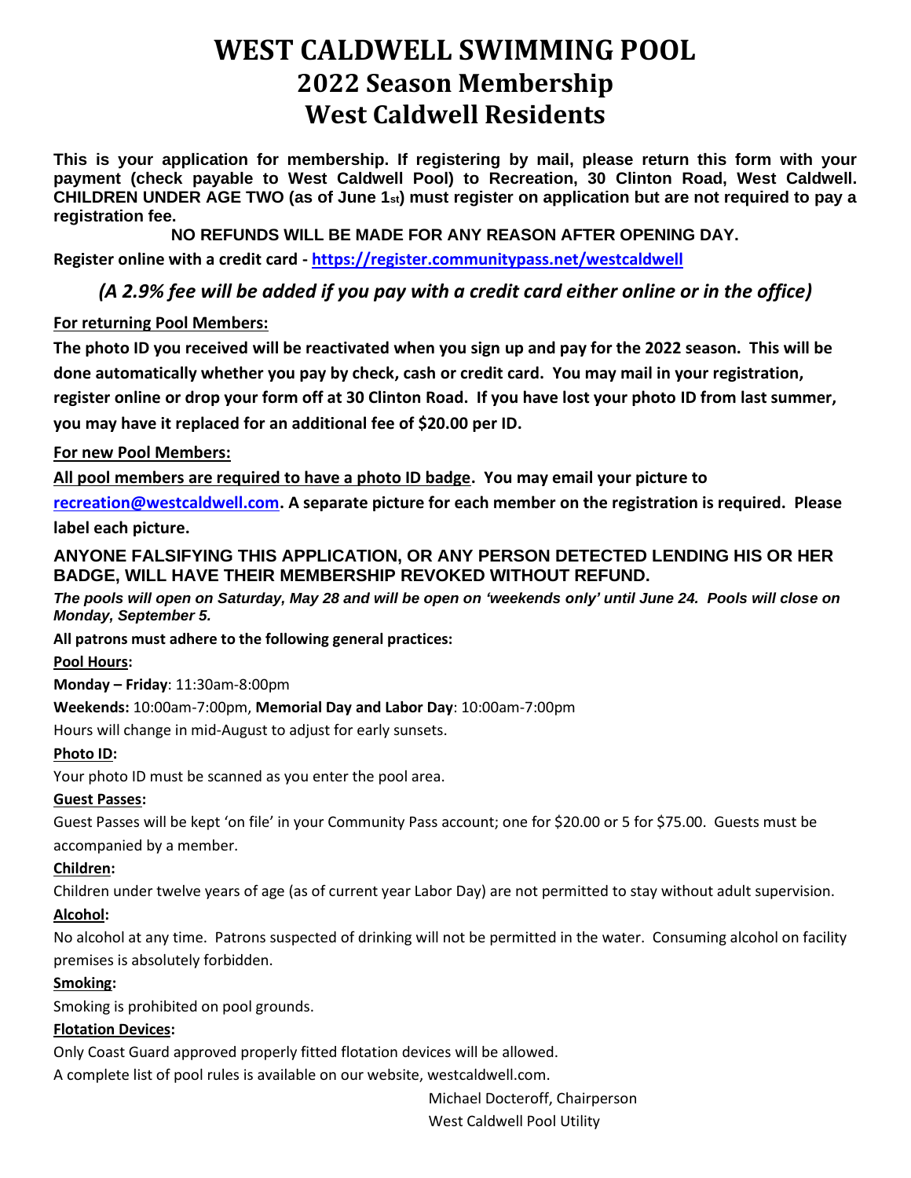# WEST CALDWELL SWIMMING POOL

## 2022 Season Membership

## West Caldwell Residents

**This is your application for membership. If registering by mail, please return this form with your payment (check payable to West Caldwell Pool) to Recreation, 30 Clinton Road, West Caldwell. CHILDREN UNDER AGE TWO (as of June 1st) must register on application but are not required to pay a registration fee.**

**NO REFUNDS WILL BE MADE FOR ANY REASON AFTER OPENING DAY.**

**Register online with a credit card - [https://register.communitypass.net/westcaldwell](https://register.communitypass.net/westcaldwell)**

***(A 2.9% fee will be added if you pay with a credit card either online or in the office)***

**For returning Pool Members:**

**The photo ID you received will be reactivated when you sign up and pay for the 2022 season. This will be done automatically whether you pay by check, cash or credit card. You may mail in your registration, register online or drop your form off at 30 Clinton Road. If you have lost your photo ID from last summer, you may have it replaced for an additional fee of $20.00 per ID.**

**For new Pool Members:**

**All pool members are required to have a photo ID badge. You may email your picture to [recreation@westcaldwell.com](mailto:recreation@westcaldwell.com). A separate picture for each member on the registration is required. Please label each picture.**

**ANYONE FALSIFYING THIS APPLICATION, OR ANY PERSON DETECTED LENDING HIS OR HER BADGE, WILL HAVE THEIR MEMBERSHIP REVOKED WITHOUT REFUND.**

***The pools will open on Saturday, May 28 and will be open on 'weekends only' until June 24. Pools will close on Monday, September 5.***

**All patrons must adhere to the following general practices:**

**Pool Hours:**

**Monday – Friday**: 11:30am-8:00pm

**Weekends:** 10:00am-7:00pm, **Memorial Day and Labor Day**: 10:00am-7:00pm

Hours will change in mid-August to adjust for early sunsets.

**Photo ID:**

Your photo ID must be scanned as you enter the pool area.

**Guest Passes:**

Guest Passes will be kept 'on file' in your Community Pass account; one for $20.00 or 5 for $75.00. Guests must be accompanied by a member.

**Children:**

Children under twelve years of age (as of current year Labor Day) are not permitted to stay without adult supervision.

**Alcohol:**

No alcohol at any time. Patrons suspected of drinking will not be permitted in the water. Consuming alcohol on facility premises is absolutely forbidden.

**Smoking:**

Smoking is prohibited on pool grounds.

**Flotation Devices:**

Only Coast Guard approved properly fitted flotation devices will be allowed.

A complete list of pool rules is available on our website, westcaldwell.com.

Michael Docteroff, Chairperson
West Caldwell Pool Utility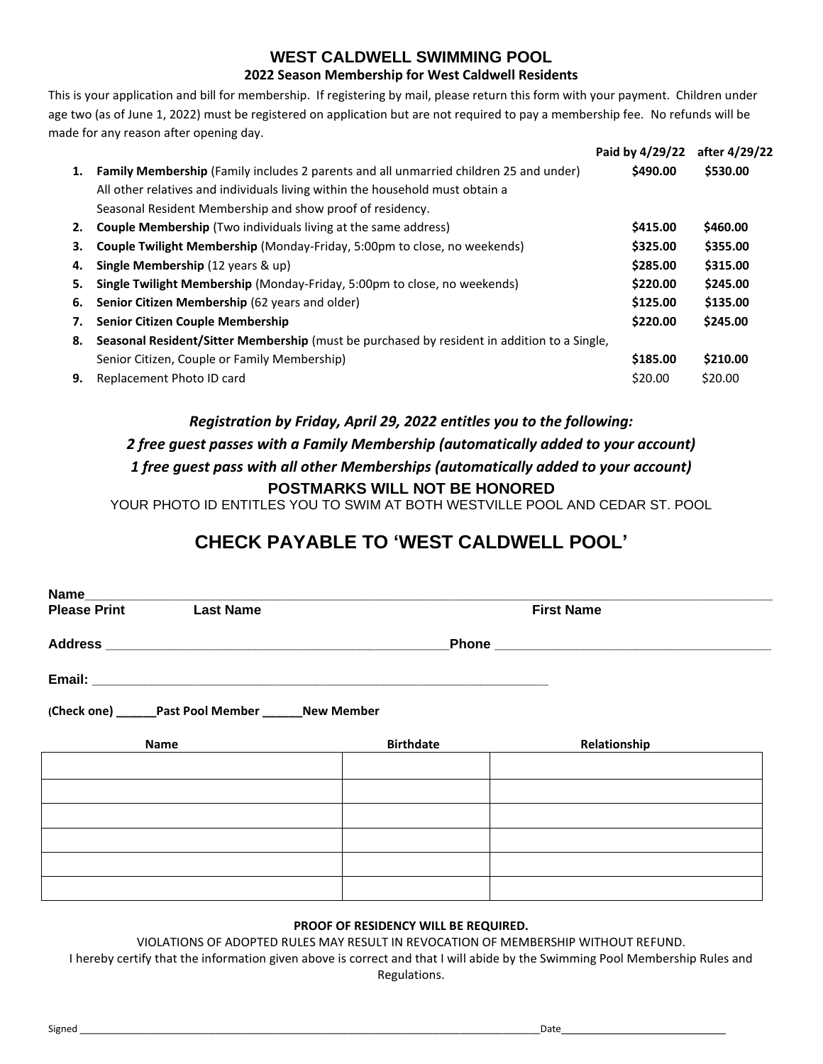# WEST CALDWELL SWIMMING POOL

## 2022 Season Membership for West Caldwell Residents

This is your application and bill for membership. If registering by mail, please return this form with your payment. Children under age two (as of June 1, 2022) must be registered on application but are not required to pay a membership fee. No refunds will be made for any reason after opening day.

| | | Paid by 4/29/22 | after 4/29/22 |
|---|---|---|---|
| 1. | **Family Membership** (Family includes 2 parents and all unmarried children 25 and under) All other relatives and individuals living within the household must obtain a Seasonal Resident Membership and show proof of residency. | **$490.00** | **$530.00** |
| 2. | **Couple Membership** (Two individuals living at the same address) | **$415.00** | **$460.00** |
| 3. | **Couple Twilight Membership** (Monday-Friday, 5:00pm to close, no weekends) | **$325.00** | **$355.00** |
| 4. | **Single Membership** (12 years & up) | **$285.00** | **$315.00** |
| 5. | **Single Twilight Membership** (Monday-Friday, 5:00pm to close, no weekends) | **$220.00** | **$245.00** |
| 6. | **Senior Citizen Membership** (62 years and older) | **$125.00** | **$135.00** |
| 7. | **Senior Citizen Couple Membership** | **$220.00** | **$245.00** |
| 8. | **Seasonal Resident/Sitter Membership** (must be purchased by resident in addition to a Single, Senior Citizen, Couple or Family Membership) | **$185.00** | **$210.00** |
| 9. | Replacement Photo ID card | $20.00 | $20.00 |

***Registration by Friday, April 29, 2022 entitles you to the following:***

***2 free guest passes with a Family Membership (automatically added to your account)***

***1 free guest pass with all other Memberships (automatically added to your account)***

**POSTMARKS WILL NOT BE HONORED**

YOUR PHOTO ID ENTITLES YOU TO SWIM AT BOTH WESTVILLE POOL AND CEDAR ST. POOL

## CHECK PAYABLE TO 'WEST CALDWELL POOL'

**Name**___________________________________________________________________________

**Please Print** **Last Name** **First Name**

**Address** ______________________________________________**Phone** ____________________________________

**Email:** _____________________________________________________________

(Check one) ______Past Pool Member ______New Member

| Name | Birthdate | Relationship |
|---|---|---|
| | | |
| | | |
| | | |
| | | |
| | | |
| | | |

**PROOF OF RESIDENCY WILL BE REQUIRED.**

VIOLATIONS OF ADOPTED RULES MAY RESULT IN REVOCATION OF MEMBERSHIP WITHOUT REFUND.

I hereby certify that the information given above is correct and that I will abide by the Swimming Pool Membership Rules and Regulations.

Signed ________________________________________________________________________________Date_____________________________